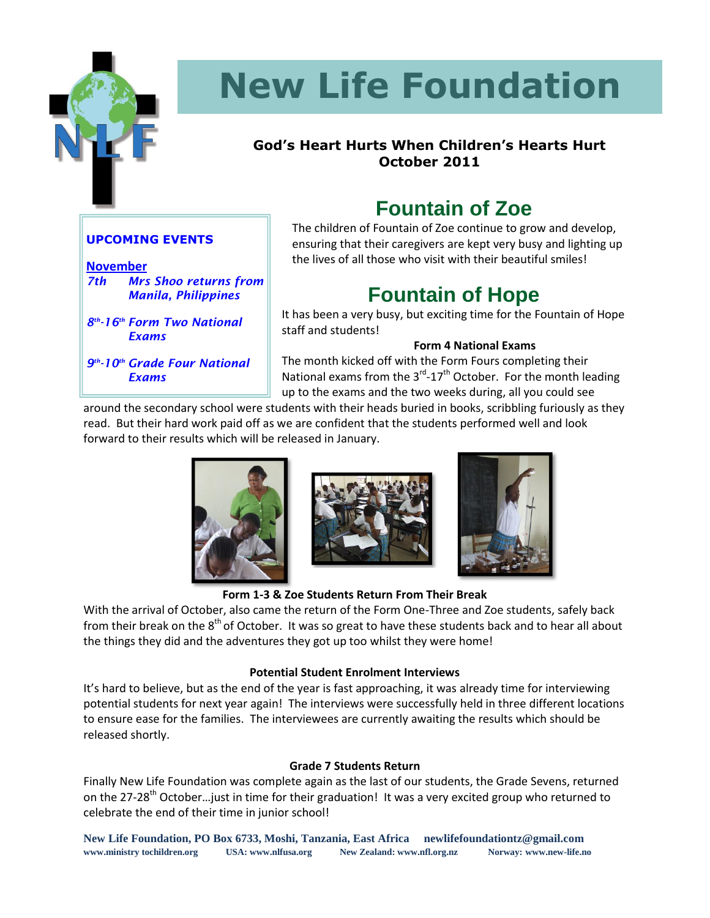# New Life Foundation

**God's Heart Hurts When Children's Hearts Hurt**
**October 2011**

**UPCOMING EVENTS**

**November**

*7th Mrs Shoo returns from Manila, Philippines*

*8th-16th Form Two National Exams*

*9th-10th Grade Four National Exams*

## Fountain of Zoe

The children of Fountain of Zoe continue to grow and develop, ensuring that their caregivers are kept very busy and lighting up the lives of all those who visit with their beautiful smiles!

## Fountain of Hope

It has been a very busy, but exciting time for the Fountain of Hope staff and students!

**Form 4 National Exams**

The month kicked off with the Form Fours completing their National exams from the 3rd-17th October. For the month leading up to the exams and the two weeks during, all you could see around the secondary school were students with their heads buried in books, scribbling furiously as they read. But their hard work paid off as we are confident that the students performed well and look forward to their results which will be released in January.

**Form 1-3 & Zoe Students Return From Their Break**

With the arrival of October, also came the return of the Form One-Three and Zoe students, safely back from their break on the 8th of October. It was so great to have these students back and to hear all about the things they did and the adventures they got up too whilst they were home!

**Potential Student Enrolment Interviews**

It's hard to believe, but as the end of the year is fast approaching, it was already time for interviewing potential students for next year again! The interviews were successfully held in three different locations to ensure ease for the families. The interviewees are currently awaiting the results which should be released shortly.

**Grade 7 Students Return**

Finally New Life Foundation was complete again as the last of our students, the Grade Sevens, returned on the 27-28th October…just in time for their graduation! It was a very excited group who returned to celebrate the end of their time in junior school!

**New Life Foundation, PO Box 6733, Moshi, Tanzania, East Africa newlifefoundationtz@gmail.com**
**www.ministry tochildren.org USA: www.nlfusa.org New Zealand: www.nfl.org.nz Norway: www.new-life.no**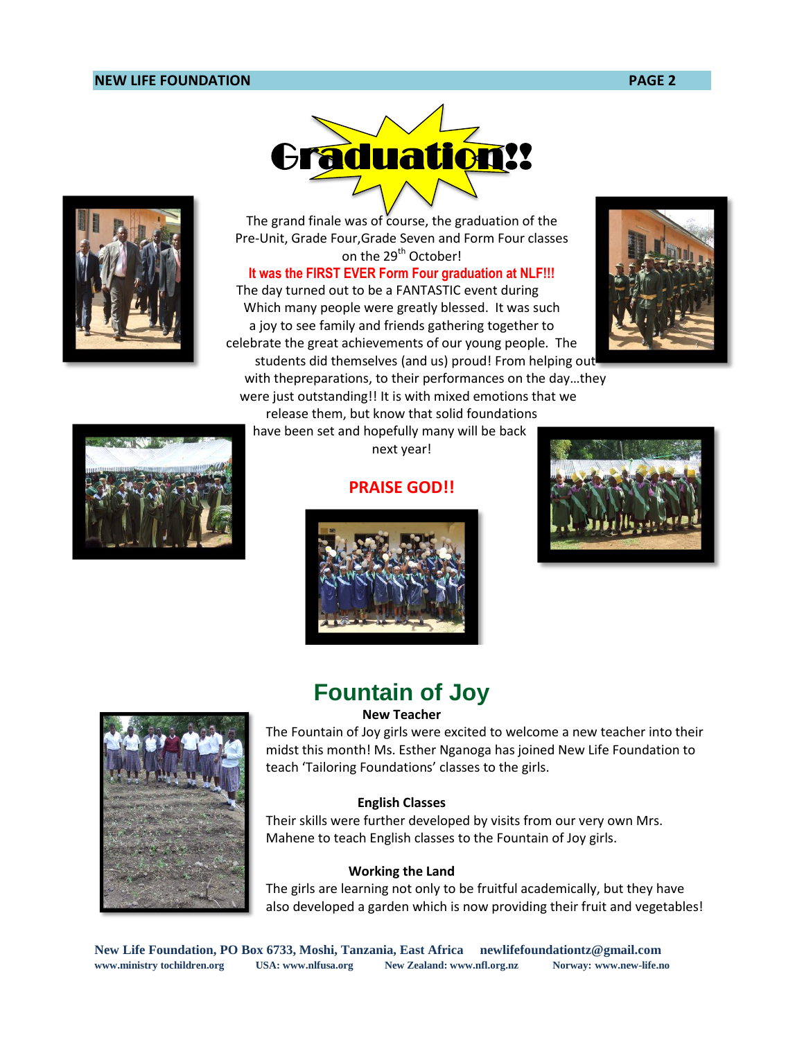# Graduation!!

The grand finale was of course, the graduation of the Pre-Unit, Grade Four,Grade Seven and Form Four classes on the 29th October!

**It was the FIRST EVER Form Four graduation at NLF!!!**

The day turned out to be a FANTASTIC event during Which many people were greatly blessed. It was such a joy to see family and friends gathering together to celebrate the great achievements of our young people. The students did themselves (and us) proud! From helping out with thepreparations, to their performances on the day…they were just outstanding!! It is with mixed emotions that we release them, but know that solid foundations have been set and hopefully many will be back next year!

**PRAISE GOD!!**

## Fountain of Joy

### New Teacher

The Fountain of Joy girls were excited to welcome a new teacher into their midst this month! Ms. Esther Nganoga has joined New Life Foundation to teach 'Tailoring Foundations' classes to the girls.

### English Classes

Their skills were further developed by visits from our very own Mrs. Mahene to teach English classes to the Fountain of Joy girls.

### Working the Land

The girls are learning not only to be fruitful academically, but they have also developed a garden which is now providing their fruit and vegetables!

**New Life Foundation, PO Box 6733, Moshi, Tanzania, East Africa newlifefoundationtz@gmail.com**
**www.ministry tochildren.org USA: www.nlfusa.org New Zealand: www.nfl.org.nz Norway: www.new-life.no**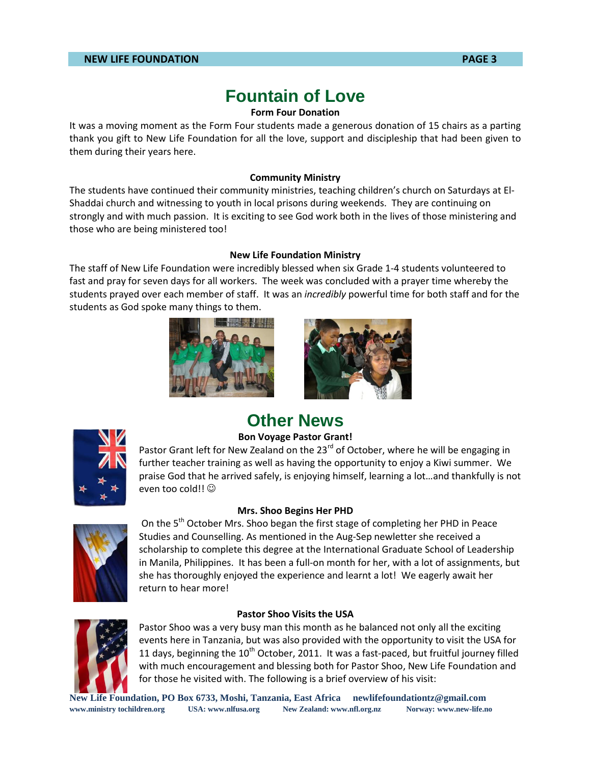# Fountain of Love

### Form Four Donation

It was a moving moment as the Form Four students made a generous donation of 15 chairs as a parting thank you gift to New Life Foundation for all the love, support and discipleship that had been given to them during their years here.

### Community Ministry

The students have continued their community ministries, teaching children's church on Saturdays at El-Shaddai church and witnessing to youth in local prisons during weekends. They are continuing on strongly and with much passion. It is exciting to see God work both in the lives of those ministering and those who are being ministered too!

### New Life Foundation Ministry

The staff of New Life Foundation were incredibly blessed when six Grade 1-4 students volunteered to fast and pray for seven days for all workers. The week was concluded with a prayer time whereby the students prayed over each member of staff. It was an *incredibly* powerful time for both staff and for the students as God spoke many things to them.

# Other News

### Bon Voyage Pastor Grant!

Pastor Grant left for New Zealand on the 23rd of October, where he will be engaging in further teacher training as well as having the opportunity to enjoy a Kiwi summer. We praise God that he arrived safely, is enjoying himself, learning a lot…and thankfully is not even too cold!! ☺

### Mrs. Shoo Begins Her PHD

On the 5th October Mrs. Shoo began the first stage of completing her PHD in Peace Studies and Counselling. As mentioned in the Aug-Sep newletter she received a scholarship to complete this degree at the International Graduate School of Leadership in Manila, Philippines. It has been a full-on month for her, with a lot of assignments, but she has thoroughly enjoyed the experience and learnt a lot! We eagerly await her return to hear more!

### Pastor Shoo Visits the USA

Pastor Shoo was a very busy man this month as he balanced not only all the exciting events here in Tanzania, but was also provided with the opportunity to visit the USA for 11 days, beginning the 10th October, 2011. It was a fast-paced, but fruitful journey filled with much encouragement and blessing both for Pastor Shoo, New Life Foundation and for those he visited with. The following is a brief overview of his visit: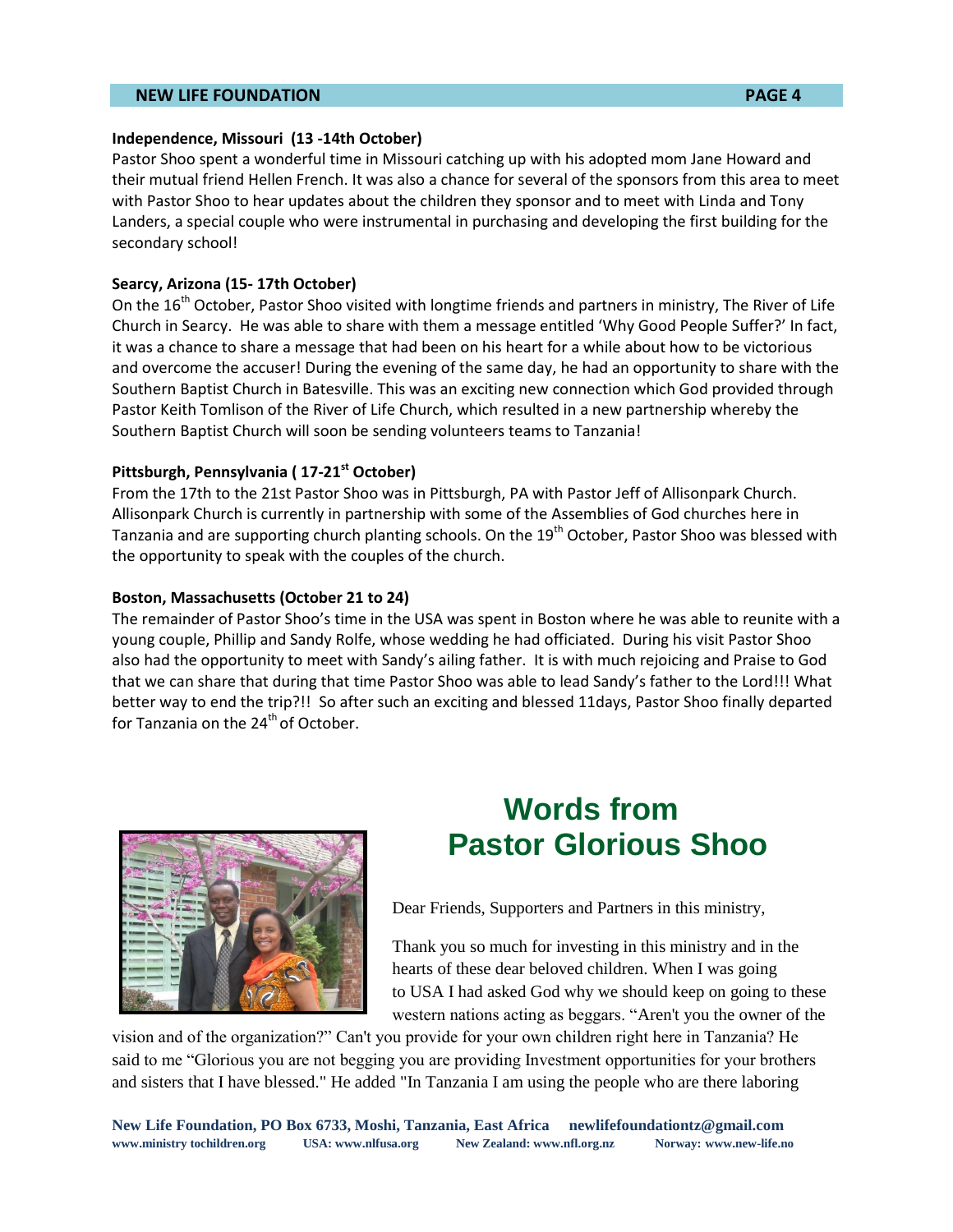**Independence, Missouri (13 -14th October)**

Pastor Shoo spent a wonderful time in Missouri catching up with his adopted mom Jane Howard and their mutual friend Hellen French. It was also a chance for several of the sponsors from this area to meet with Pastor Shoo to hear updates about the children they sponsor and to meet with Linda and Tony Landers, a special couple who were instrumental in purchasing and developing the first building for the secondary school!

**Searcy, Arizona (15- 17th October)**

On the 16th October, Pastor Shoo visited with longtime friends and partners in ministry, The River of Life Church in Searcy. He was able to share with them a message entitled 'Why Good People Suffer?' In fact, it was a chance to share a message that had been on his heart for a while about how to be victorious and overcome the accuser! During the evening of the same day, he had an opportunity to share with the Southern Baptist Church in Batesville. This was an exciting new connection which God provided through Pastor Keith Tomlison of the River of Life Church, which resulted in a new partnership whereby the Southern Baptist Church will soon be sending volunteers teams to Tanzania!

**Pittsburgh, Pennsylvania ( 17-21st October)**

From the 17th to the 21st Pastor Shoo was in Pittsburgh, PA with Pastor Jeff of Allisonpark Church. Allisonpark Church is currently in partnership with some of the Assemblies of God churches here in Tanzania and are supporting church planting schools. On the 19th October, Pastor Shoo was blessed with the opportunity to speak with the couples of the church.

**Boston, Massachusetts (October 21 to 24)**

The remainder of Pastor Shoo's time in the USA was spent in Boston where he was able to reunite with a young couple, Phillip and Sandy Rolfe, whose wedding he had officiated. During his visit Pastor Shoo also had the opportunity to meet with Sandy's ailing father. It is with much rejoicing and Praise to God that we can share that during that time Pastor Shoo was able to lead Sandy's father to the Lord!!! What better way to end the trip?!! So after such an exciting and blessed 11days, Pastor Shoo finally departed for Tanzania on the 24th of October.

## Words from Pastor Glorious Shoo

Dear Friends, Supporters and Partners in this ministry,

Thank you so much for investing in this ministry and in the hearts of these dear beloved children. When I was going to USA I had asked God why we should keep on going to these western nations acting as beggars. "Aren't you the owner of the vision and of the organization?" Can't you provide for your own children right here in Tanzania? He said to me "Glorious you are not begging you are providing Investment opportunities for your brothers and sisters that I have blessed." He added "In Tanzania I am using the people who are there laboring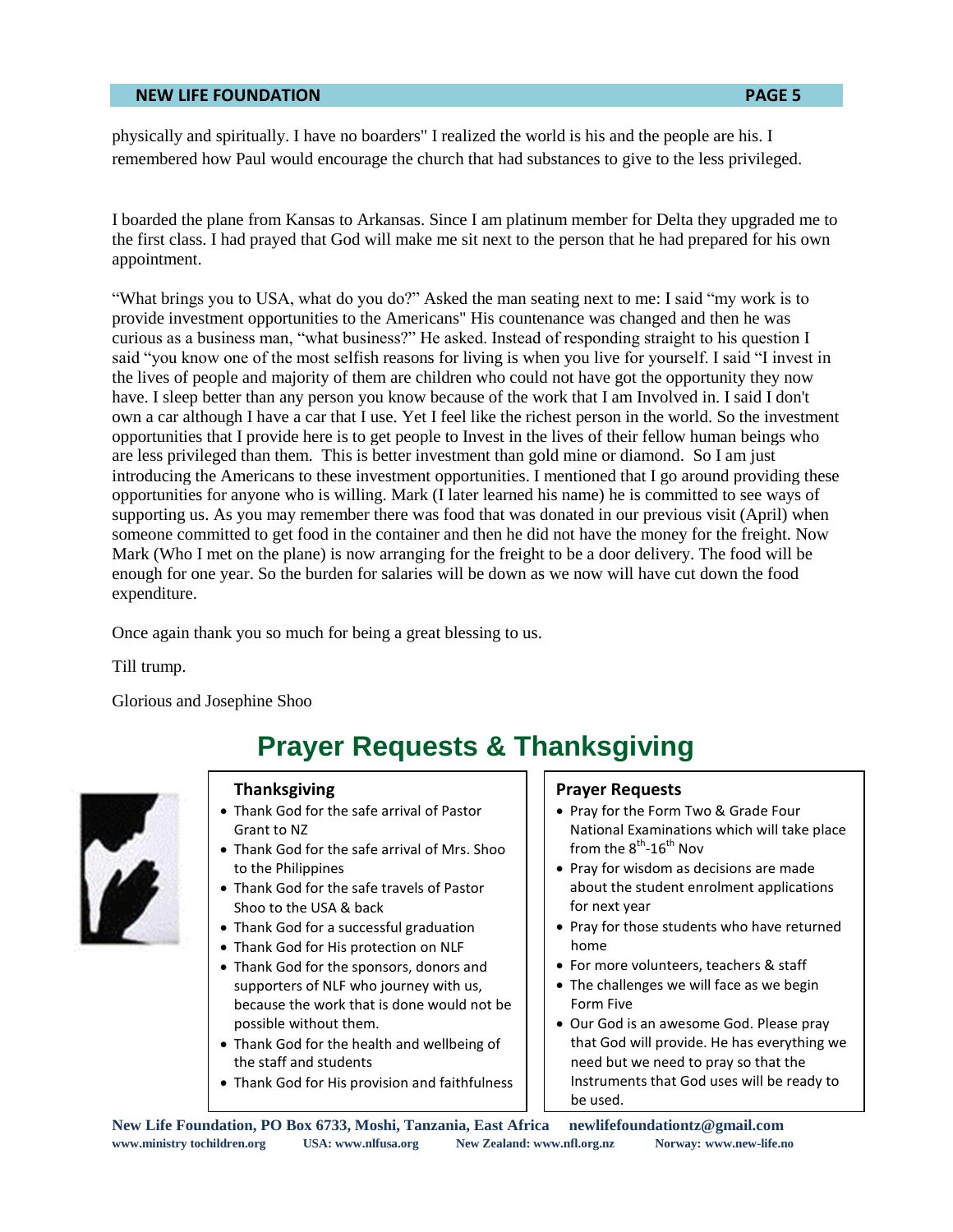physically and spiritually. I have no boarders" I realized the world is his and the people are his. I remembered how Paul would encourage the church that had substances to give to the less privileged.

I boarded the plane from Kansas to Arkansas. Since I am platinum member for Delta they upgraded me to the first class. I had prayed that God will make me sit next to the person that he had prepared for his own appointment.

"What brings you to USA, what do you do?" Asked the man seating next to me: I said "my work is to provide investment opportunities to the Americans" His countenance was changed and then he was curious as a business man, "what business?" He asked. Instead of responding straight to his question I said "you know one of the most selfish reasons for living is when you live for yourself. I said "I invest in the lives of people and majority of them are children who could not have got the opportunity they now have. I sleep better than any person you know because of the work that I am Involved in. I said I don't own a car although I have a car that I use. Yet I feel like the richest person in the world. So the investment opportunities that I provide here is to get people to Invest in the lives of their fellow human beings who are less privileged than them. This is better investment than gold mine or diamond. So I am just introducing the Americans to these investment opportunities. I mentioned that I go around providing these opportunities for anyone who is willing. Mark (I later learned his name) he is committed to see ways of supporting us. As you may remember there was food that was donated in our previous visit (April) when someone committed to get food in the container and then he did not have the money for the freight. Now Mark (Who I met on the plane) is now arranging for the freight to be a door delivery. The food will be enough for one year. So the burden for salaries will be down as we now will have cut down the food expenditure.

Once again thank you so much for being a great blessing to us.

Till trump.

Glorious and Josephine Shoo

## Prayer Requests & Thanksgiving

### Thanksgiving

- Thank God for the safe arrival of Pastor Grant to NZ
- Thank God for the safe arrival of Mrs. Shoo to the Philippines
- Thank God for the safe travels of Pastor Shoo to the USA & back
- Thank God for a successful graduation
- Thank God for His protection on NLF
- Thank God for the sponsors, donors and supporters of NLF who journey with us, because the work that is done would not be possible without them.
- Thank God for the health and wellbeing of the staff and students
- Thank God for His provision and faithfulness

### Prayer Requests

- Pray for the Form Two & Grade Four National Examinations which will take place from the 8th-16th Nov
- Pray for wisdom as decisions are made about the student enrolment applications for next year
- Pray for those students who have returned home
- For more volunteers, teachers & staff
- The challenges we will face as we begin Form Five
- Our God is an awesome God. Please pray that God will provide. He has everything we need but we need to pray so that the Instruments that God uses will be ready to be used.

**New Life Foundation, PO Box 6733, Moshi, Tanzania, East Africa newlifefoundationtz@gmail.com**
**www.ministry tochildren.org USA: www.nlfusa.org New Zealand: www.nfl.org.nz Norway: www.new-life.no**